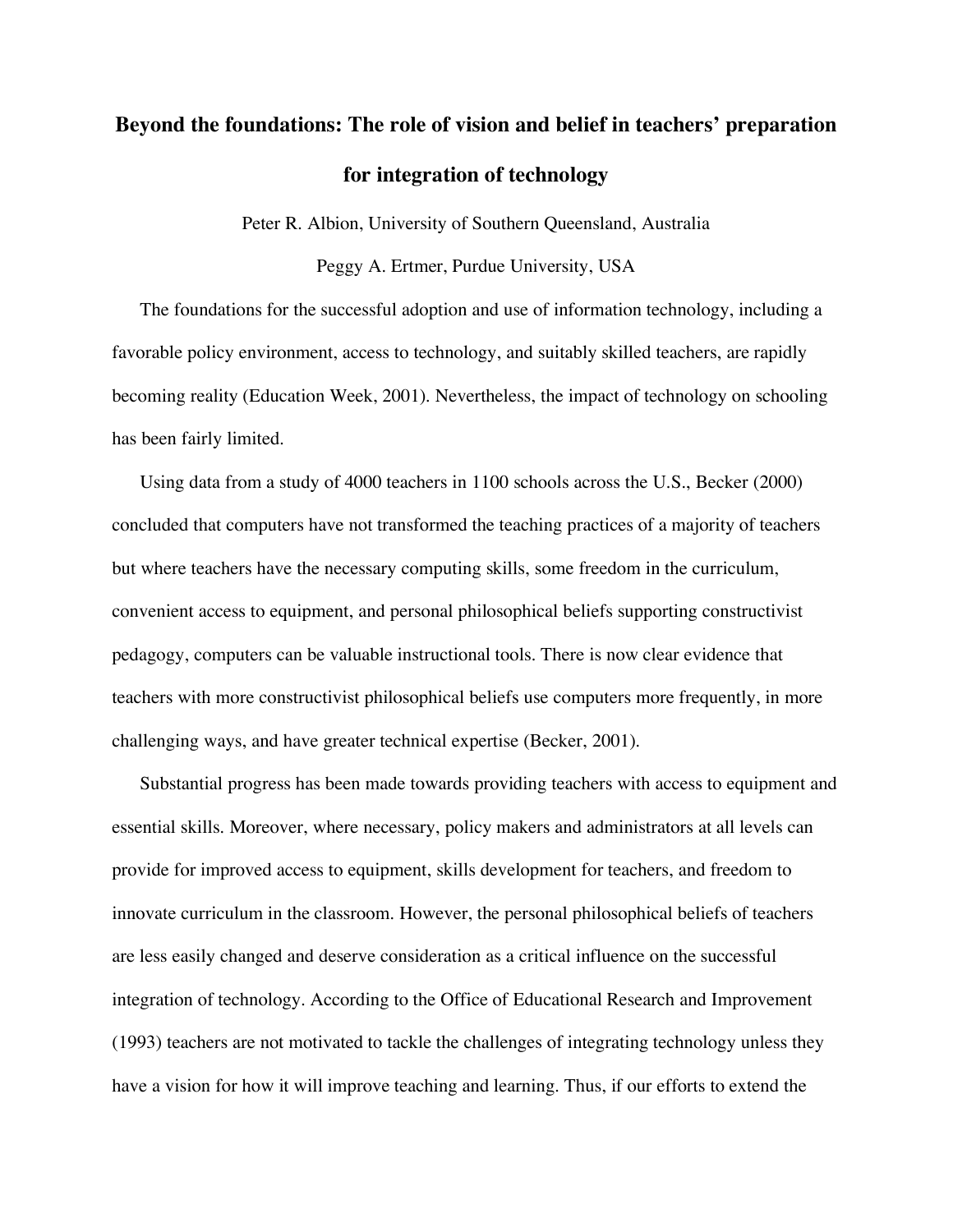# Beyond the foundations: The role of vision and belief in teachers' preparation for integration of technology

Peter R. Albion, University of Southern Queensland, Australia

Peggy A. Ertmer, Purdue University, USA

The foundations for the successful adoption and use of information technology, including a favorable policy environment, access to technology, and suitably skilled teachers, are rapidly becoming reality (Education Week, 2001). Nevertheless, the impact of technology on schooling has been fairly limited.

Using data from a study of 4000 teachers in 1100 schools across the U.S., Becker (2000) concluded that computers have not transformed the teaching practices of a majority of teachers but where teachers have the necessary computing skills, some freedom in the curriculum, convenient access to equipment, and personal philosophical beliefs supporting constructivist pedagogy, computers can be valuable instructional tools. There is now clear evidence that teachers with more constructivist philosophical beliefs use computers more frequently, in more challenging ways, and have greater technical expertise (Becker, 2001).

Substantial progress has been made towards providing teachers with access to equipment and essential skills. Moreover, where necessary, policy makers and administrators at all levels can provide for improved access to equipment, skills development for teachers, and freedom to innovate curriculum in the classroom. However, the personal philosophical beliefs of teachers are less easily changed and deserve consideration as a critical influence on the successful integration of technology. According to the Office of Educational Research and Improvement (1993) teachers are not motivated to tackle the challenges of integrating technology unless they have a vision for how it will improve teaching and learning. Thus, if our efforts to extend the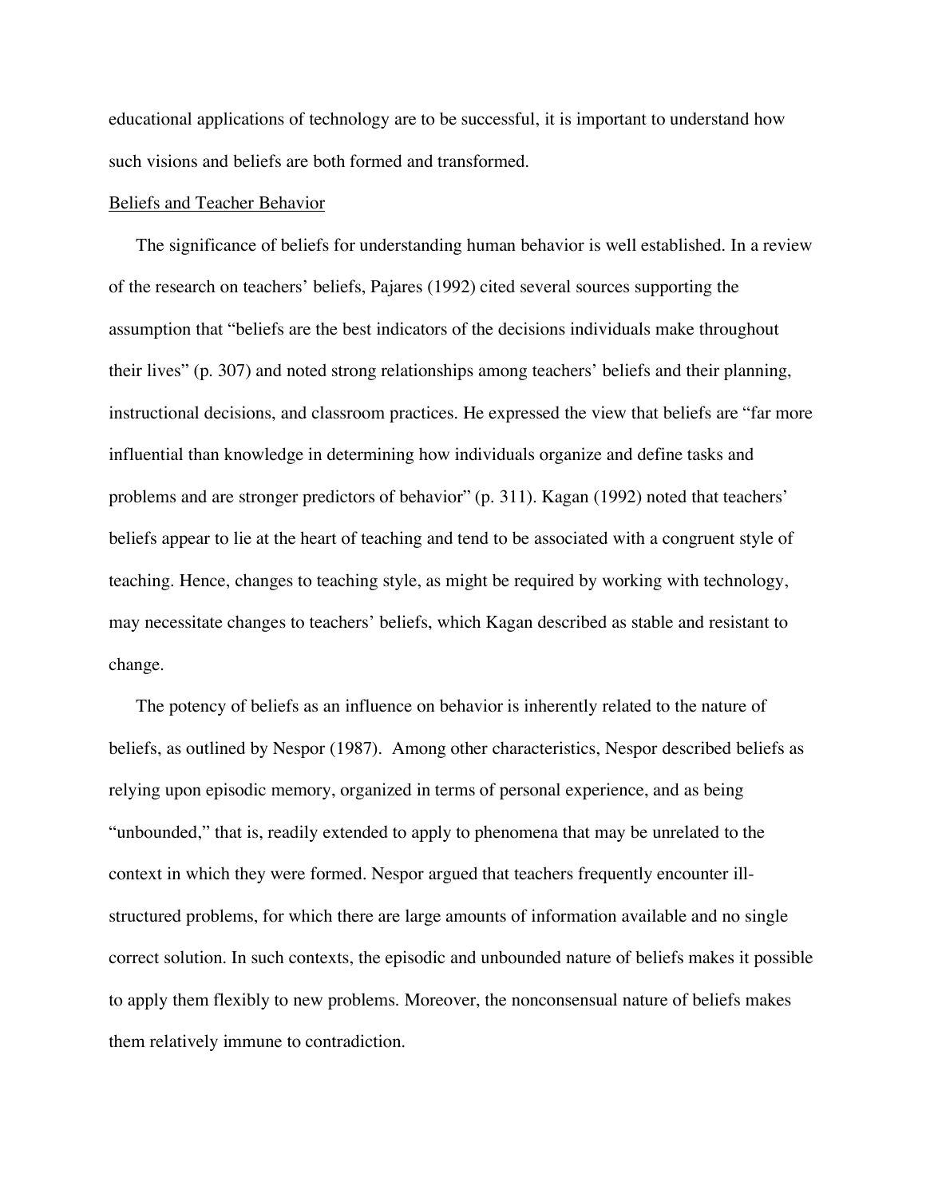educational applications of technology are to be successful, it is important to understand how such visions and beliefs are both formed and transformed.

### Beliefs and Teacher Behavior

The significance of beliefs for understanding human behavior is well established. In a review of the research on teachers' beliefs, Pajares (1992) cited several sources supporting the assumption that "beliefs are the best indicators of the decisions individuals make throughout their lives" (p. 307) and noted strong relationships among teachers' beliefs and their planning, instructional decisions, and classroom practices. He expressed the view that beliefs are "far more influential than knowledge in determining how individuals organize and define tasks and problems and are stronger predictors of behavior" (p. 311). Kagan (1992) noted that teachers' beliefs appear to lie at the heart of teaching and tend to be associated with a congruent style of teaching. Hence, changes to teaching style, as might be required by working with technology, may necessitate changes to teachers' beliefs, which Kagan described as stable and resistant to change.

The potency of beliefs as an influence on behavior is inherently related to the nature of beliefs, as outlined by Nespor (1987). Among other characteristics, Nespor described beliefs as relying upon episodic memory, organized in terms of personal experience, and as being "unbounded," that is, readily extended to apply to phenomena that may be unrelated to the context in which they were formed. Nespor argued that teachers frequently encounter ill-structured problems, for which there are large amounts of information available and no single correct solution. In such contexts, the episodic and unbounded nature of beliefs makes it possible to apply them flexibly to new problems. Moreover, the nonconsensual nature of beliefs makes them relatively immune to contradiction.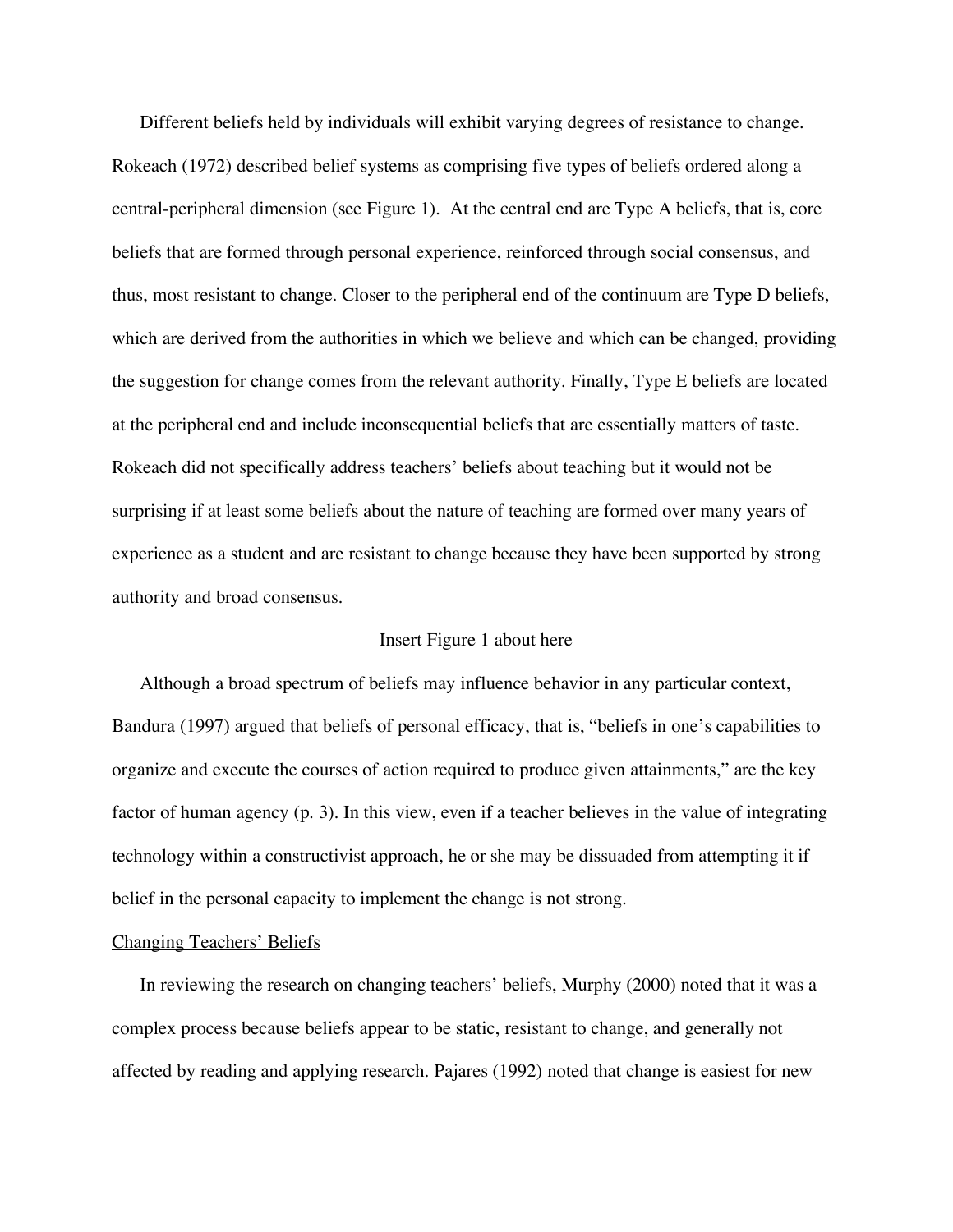Different beliefs held by individuals will exhibit varying degrees of resistance to change. Rokeach (1972) described belief systems as comprising five types of beliefs ordered along a central-peripheral dimension (see Figure 1). At the central end are Type A beliefs, that is, core beliefs that are formed through personal experience, reinforced through social consensus, and thus, most resistant to change. Closer to the peripheral end of the continuum are Type D beliefs, which are derived from the authorities in which we believe and which can be changed, providing the suggestion for change comes from the relevant authority. Finally, Type E beliefs are located at the peripheral end and include inconsequential beliefs that are essentially matters of taste. Rokeach did not specifically address teachers' beliefs about teaching but it would not be surprising if at least some beliefs about the nature of teaching are formed over many years of experience as a student and are resistant to change because they have been supported by strong authority and broad consensus.

Insert Figure 1 about here

Although a broad spectrum of beliefs may influence behavior in any particular context, Bandura (1997) argued that beliefs of personal efficacy, that is, "beliefs in one's capabilities to organize and execute the courses of action required to produce given attainments," are the key factor of human agency (p. 3). In this view, even if a teacher believes in the value of integrating technology within a constructivist approach, he or she may be dissuaded from attempting it if belief in the personal capacity to implement the change is not strong.

## Changing Teachers' Beliefs

In reviewing the research on changing teachers' beliefs, Murphy (2000) noted that it was a complex process because beliefs appear to be static, resistant to change, and generally not affected by reading and applying research. Pajares (1992) noted that change is easiest for new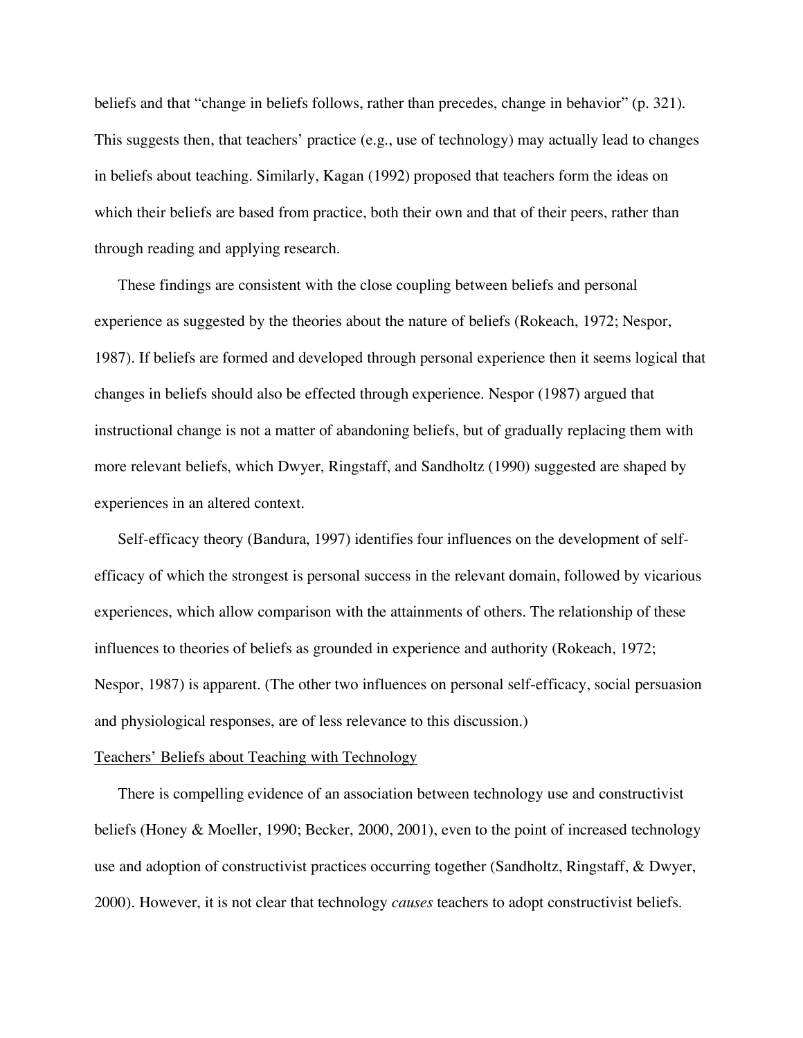beliefs and that "change in beliefs follows, rather than precedes, change in behavior" (p. 321). This suggests then, that teachers' practice (e.g., use of technology) may actually lead to changes in beliefs about teaching. Similarly, Kagan (1992) proposed that teachers form the ideas on which their beliefs are based from practice, both their own and that of their peers, rather than through reading and applying research.

These findings are consistent with the close coupling between beliefs and personal experience as suggested by the theories about the nature of beliefs (Rokeach, 1972; Nespor, 1987). If beliefs are formed and developed through personal experience then it seems logical that changes in beliefs should also be effected through experience. Nespor (1987) argued that instructional change is not a matter of abandoning beliefs, but of gradually replacing them with more relevant beliefs, which Dwyer, Ringstaff, and Sandholtz (1990) suggested are shaped by experiences in an altered context.

Self-efficacy theory (Bandura, 1997) identifies four influences on the development of self-efficacy of which the strongest is personal success in the relevant domain, followed by vicarious experiences, which allow comparison with the attainments of others. The relationship of these influences to theories of beliefs as grounded in experience and authority (Rokeach, 1972; Nespor, 1987) is apparent. (The other two influences on personal self-efficacy, social persuasion and physiological responses, are of less relevance to this discussion.)

### Teachers' Beliefs about Teaching with Technology

There is compelling evidence of an association between technology use and constructivist beliefs (Honey & Moeller, 1990; Becker, 2000, 2001), even to the point of increased technology use and adoption of constructivist practices occurring together (Sandholtz, Ringstaff, & Dwyer, 2000). However, it is not clear that technology *causes* teachers to adopt constructivist beliefs.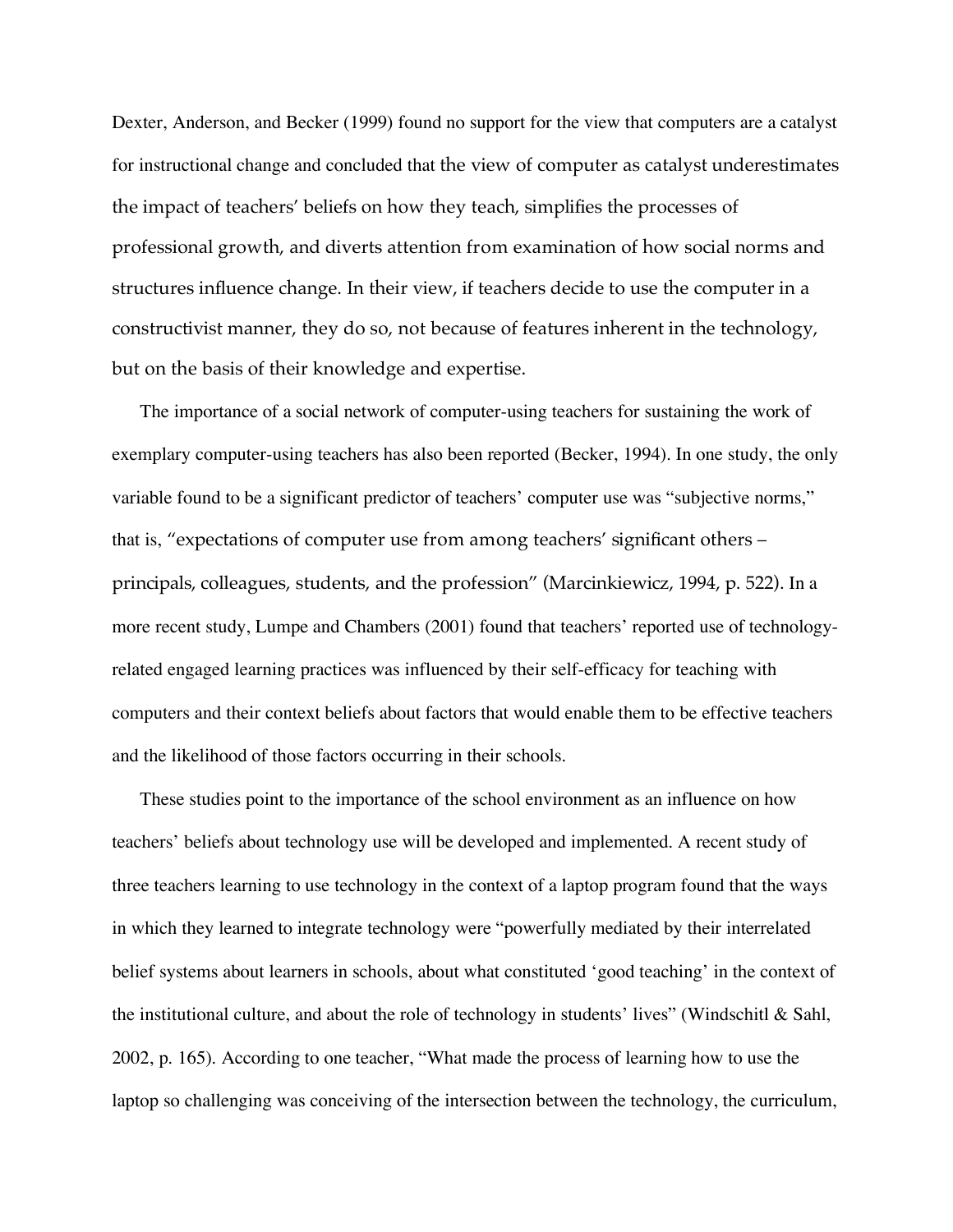Dexter, Anderson, and Becker (1999) found no support for the view that computers are a catalyst for instructional change and concluded that the view of computer as catalyst underestimates the impact of teachers' beliefs on how they teach, simplifies the processes of professional growth, and diverts attention from examination of how social norms and structures influence change. In their view, if teachers decide to use the computer in a constructivist manner, they do so, not because of features inherent in the technology, but on the basis of their knowledge and expertise.

The importance of a social network of computer-using teachers for sustaining the work of exemplary computer-using teachers has also been reported (Becker, 1994). In one study, the only variable found to be a significant predictor of teachers' computer use was "subjective norms," that is, "expectations of computer use from among teachers' significant others – principals, colleagues, students, and the profession" (Marcinkiewicz, 1994, p. 522). In a more recent study, Lumpe and Chambers (2001) found that teachers' reported use of technology-related engaged learning practices was influenced by their self-efficacy for teaching with computers and their context beliefs about factors that would enable them to be effective teachers and the likelihood of those factors occurring in their schools.

These studies point to the importance of the school environment as an influence on how teachers' beliefs about technology use will be developed and implemented. A recent study of three teachers learning to use technology in the context of a laptop program found that the ways in which they learned to integrate technology were "powerfully mediated by their interrelated belief systems about learners in schools, about what constituted 'good teaching' in the context of the institutional culture, and about the role of technology in students' lives" (Windschitl & Sahl, 2002, p. 165). According to one teacher, "What made the process of learning how to use the laptop so challenging was conceiving of the intersection between the technology, the curriculum,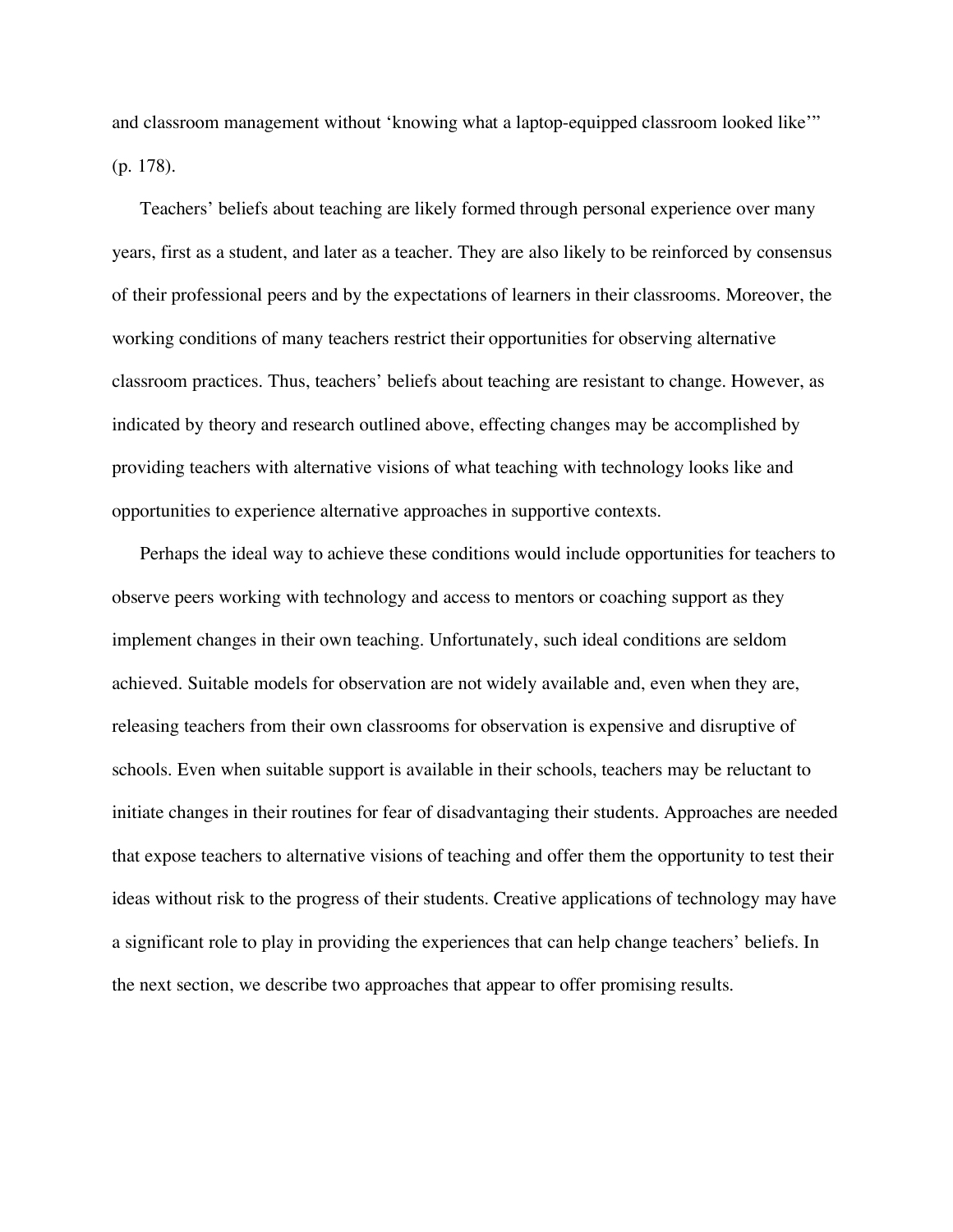and classroom management without 'knowing what a laptop-equipped classroom looked like'" (p. 178).

Teachers' beliefs about teaching are likely formed through personal experience over many years, first as a student, and later as a teacher. They are also likely to be reinforced by consensus of their professional peers and by the expectations of learners in their classrooms. Moreover, the working conditions of many teachers restrict their opportunities for observing alternative classroom practices. Thus, teachers' beliefs about teaching are resistant to change. However, as indicated by theory and research outlined above, effecting changes may be accomplished by providing teachers with alternative visions of what teaching with technology looks like and opportunities to experience alternative approaches in supportive contexts.

Perhaps the ideal way to achieve these conditions would include opportunities for teachers to observe peers working with technology and access to mentors or coaching support as they implement changes in their own teaching. Unfortunately, such ideal conditions are seldom achieved. Suitable models for observation are not widely available and, even when they are, releasing teachers from their own classrooms for observation is expensive and disruptive of schools. Even when suitable support is available in their schools, teachers may be reluctant to initiate changes in their routines for fear of disadvantaging their students. Approaches are needed that expose teachers to alternative visions of teaching and offer them the opportunity to test their ideas without risk to the progress of their students. Creative applications of technology may have a significant role to play in providing the experiences that can help change teachers' beliefs. In the next section, we describe two approaches that appear to offer promising results.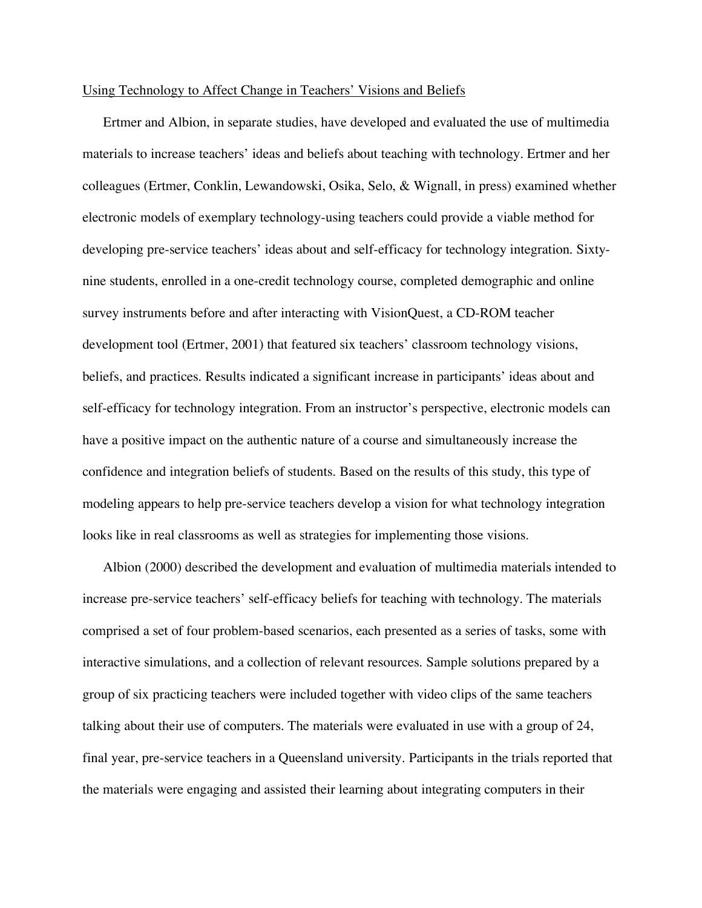## Using Technology to Affect Change in Teachers' Visions and Beliefs

Ertmer and Albion, in separate studies, have developed and evaluated the use of multimedia materials to increase teachers' ideas and beliefs about teaching with technology. Ertmer and her colleagues (Ertmer, Conklin, Lewandowski, Osika, Selo, & Wignall, in press) examined whether electronic models of exemplary technology-using teachers could provide a viable method for developing pre-service teachers' ideas about and self-efficacy for technology integration. Sixty-nine students, enrolled in a one-credit technology course, completed demographic and online survey instruments before and after interacting with VisionQuest, a CD-ROM teacher development tool (Ertmer, 2001) that featured six teachers' classroom technology visions, beliefs, and practices. Results indicated a significant increase in participants' ideas about and self-efficacy for technology integration. From an instructor's perspective, electronic models can have a positive impact on the authentic nature of a course and simultaneously increase the confidence and integration beliefs of students. Based on the results of this study, this type of modeling appears to help pre-service teachers develop a vision for what technology integration looks like in real classrooms as well as strategies for implementing those visions.

Albion (2000) described the development and evaluation of multimedia materials intended to increase pre-service teachers' self-efficacy beliefs for teaching with technology. The materials comprised a set of four problem-based scenarios, each presented as a series of tasks, some with interactive simulations, and a collection of relevant resources. Sample solutions prepared by a group of six practicing teachers were included together with video clips of the same teachers talking about their use of computers. The materials were evaluated in use with a group of 24, final year, pre-service teachers in a Queensland university. Participants in the trials reported that the materials were engaging and assisted their learning about integrating computers in their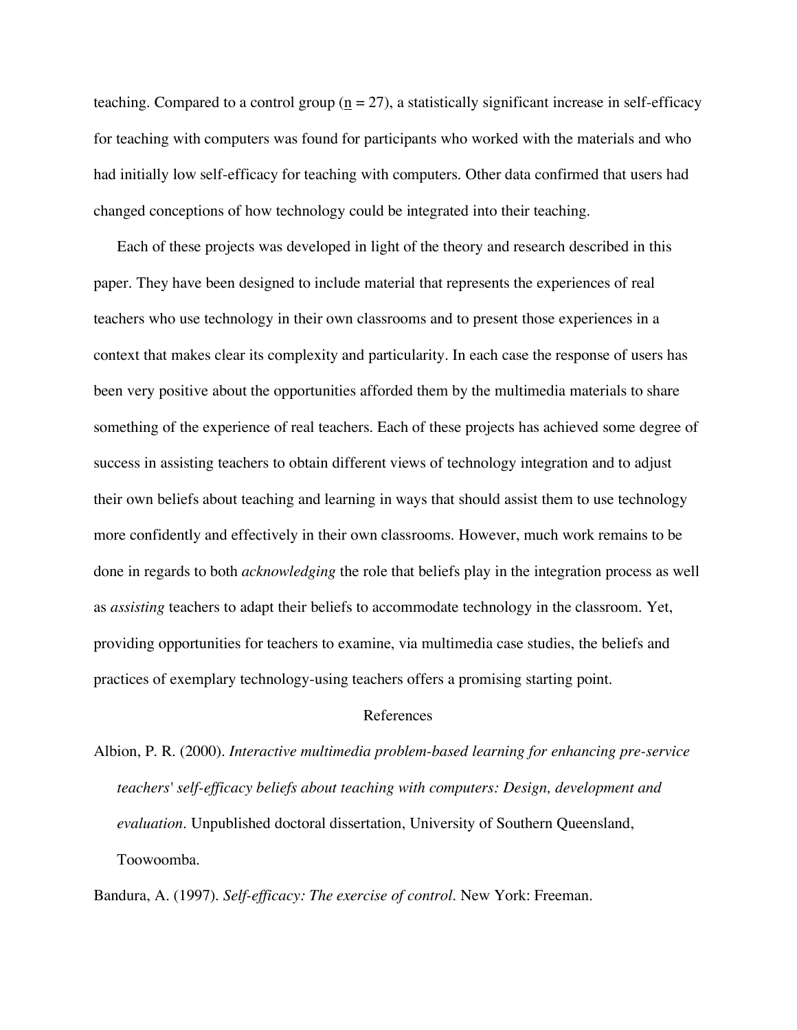teaching. Compared to a control group ($\underline{n}$ = 27), a statistically significant increase in self-efficacy for teaching with computers was found for participants who worked with the materials and who had initially low self-efficacy for teaching with computers. Other data confirmed that users had changed conceptions of how technology could be integrated into their teaching.

Each of these projects was developed in light of the theory and research described in this paper. They have been designed to include material that represents the experiences of real teachers who use technology in their own classrooms and to present those experiences in a context that makes clear its complexity and particularity. In each case the response of users has been very positive about the opportunities afforded them by the multimedia materials to share something of the experience of real teachers. Each of these projects has achieved some degree of success in assisting teachers to obtain different views of technology integration and to adjust their own beliefs about teaching and learning in ways that should assist them to use technology more confidently and effectively in their own classrooms. However, much work remains to be done in regards to both *acknowledging* the role that beliefs play in the integration process as well as *assisting* teachers to adapt their beliefs to accommodate technology in the classroom. Yet, providing opportunities for teachers to examine, via multimedia case studies, the beliefs and practices of exemplary technology-using teachers offers a promising starting point.

## References

Albion, P. R. (2000). *Interactive multimedia problem-based learning for enhancing pre-service teachers' self-efficacy beliefs about teaching with computers: Design, development and evaluation*. Unpublished doctoral dissertation, University of Southern Queensland, Toowoomba.

Bandura, A. (1997). *Self-efficacy: The exercise of control*. New York: Freeman.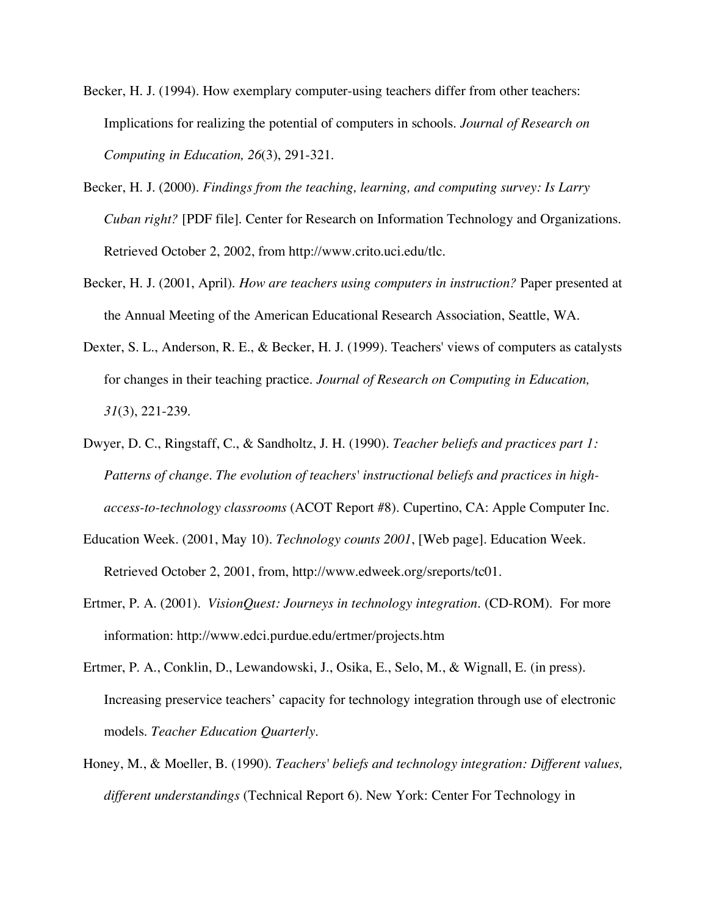Becker, H. J. (1994). How exemplary computer-using teachers differ from other teachers: Implications for realizing the potential of computers in schools. *Journal of Research on Computing in Education, 26*(3), 291-321.

Becker, H. J. (2000). *Findings from the teaching, learning, and computing survey: Is Larry Cuban right?* [PDF file]. Center for Research on Information Technology and Organizations. Retrieved October 2, 2002, from http://www.crito.uci.edu/tlc.

Becker, H. J. (2001, April). *How are teachers using computers in instruction?* Paper presented at the Annual Meeting of the American Educational Research Association, Seattle, WA.

Dexter, S. L., Anderson, R. E., & Becker, H. J. (1999). Teachers' views of computers as catalysts for changes in their teaching practice. *Journal of Research on Computing in Education, 31*(3), 221-239.

Dwyer, D. C., Ringstaff, C., & Sandholtz, J. H. (1990). *Teacher beliefs and practices part 1: Patterns of change. The evolution of teachers' instructional beliefs and practices in high-access-to-technology classrooms* (ACOT Report #8). Cupertino, CA: Apple Computer Inc.

Education Week. (2001, May 10). *Technology counts 2001*, [Web page]. Education Week. Retrieved October 2, 2001, from, http://www.edweek.org/sreports/tc01.

Ertmer, P. A. (2001). *VisionQuest: Journeys in technology integration*. (CD-ROM). For more information: http://www.edci.purdue.edu/ertmer/projects.htm

Ertmer, P. A., Conklin, D., Lewandowski, J., Osika, E., Selo, M., & Wignall, E. (in press). Increasing preservice teachers' capacity for technology integration through use of electronic models. *Teacher Education Quarterly*.

Honey, M., & Moeller, B. (1990). *Teachers' beliefs and technology integration: Different values, different understandings* (Technical Report 6). New York: Center For Technology in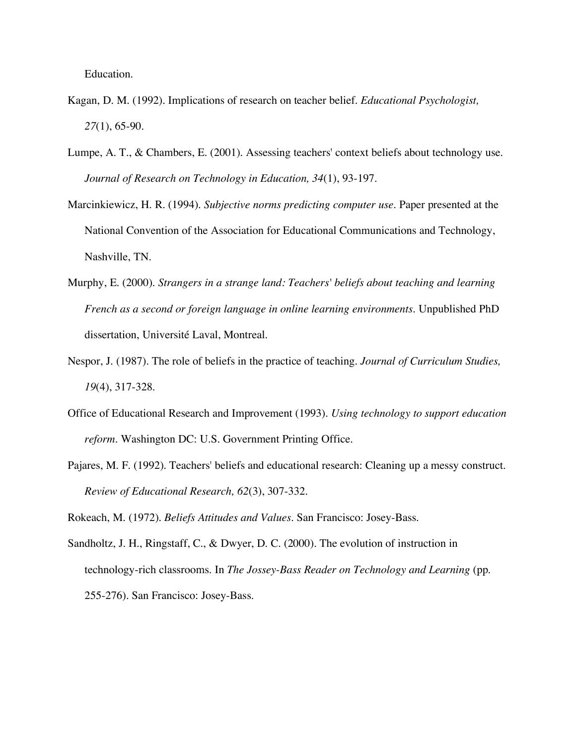Education.

Kagan, D. M. (1992). Implications of research on teacher belief. *Educational Psychologist, 27*(1), 65-90.

Lumpe, A. T., & Chambers, E. (2001). Assessing teachers' context beliefs about technology use. *Journal of Research on Technology in Education, 34*(1), 93-197.

Marcinkiewicz, H. R. (1994). *Subjective norms predicting computer use*. Paper presented at the National Convention of the Association for Educational Communications and Technology, Nashville, TN.

Murphy, E. (2000). *Strangers in a strange land: Teachers' beliefs about teaching and learning French as a second or foreign language in online learning environments*. Unpublished PhD dissertation, Université Laval, Montreal.

Nespor, J. (1987). The role of beliefs in the practice of teaching. *Journal of Curriculum Studies, 19*(4), 317-328.

Office of Educational Research and Improvement (1993). *Using technology to support education reform*. Washington DC: U.S. Government Printing Office.

Pajares, M. F. (1992). Teachers' beliefs and educational research: Cleaning up a messy construct. *Review of Educational Research, 62*(3), 307-332.

Rokeach, M. (1972). *Beliefs Attitudes and Values*. San Francisco: Josey-Bass.

Sandholtz, J. H., Ringstaff, C., & Dwyer, D. C. (2000). The evolution of instruction in technology-rich classrooms. In *The Jossey-Bass Reader on Technology and Learning* (pp. 255-276). San Francisco: Josey-Bass.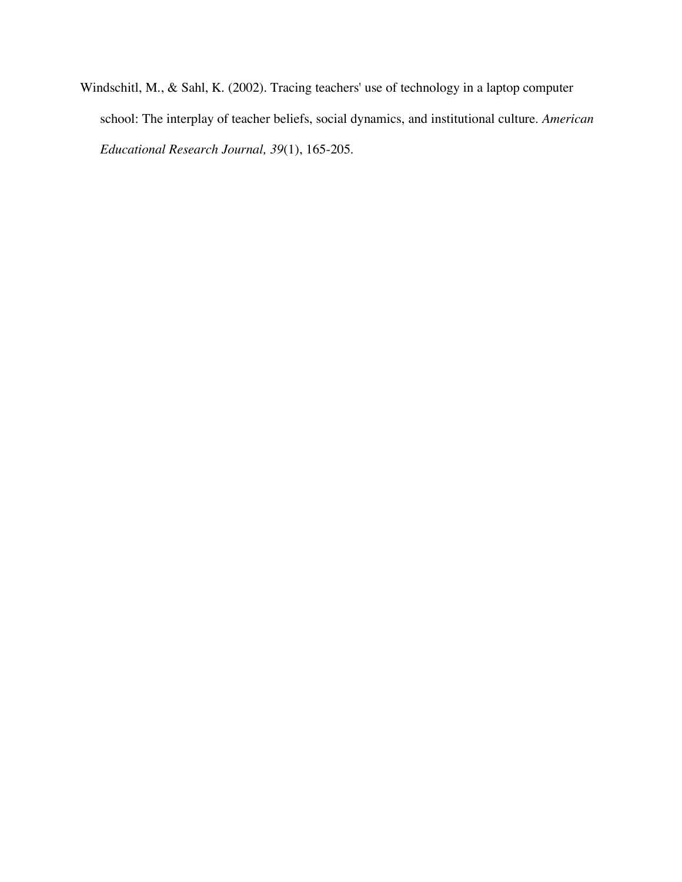Windschitl, M., & Sahl, K. (2002). Tracing teachers' use of technology in a laptop computer school: The interplay of teacher beliefs, social dynamics, and institutional culture. *American Educational Research Journal, 39*(1), 165-205.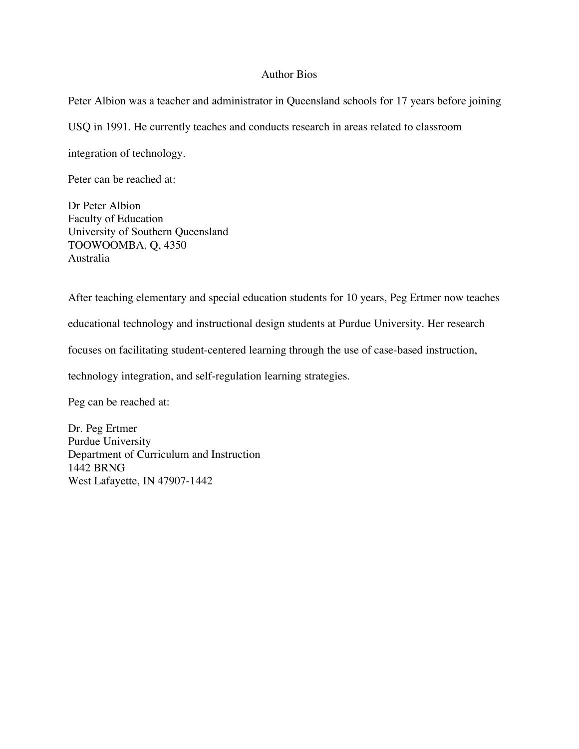# Author Bios

Peter Albion was a teacher and administrator in Queensland schools for 17 years before joining USQ in 1991. He currently teaches and conducts research in areas related to classroom integration of technology.

Peter can be reached at:

Dr Peter Albion  
Faculty of Education  
University of Southern Queensland  
TOOWOOMBA, Q, 4350  
Australia

After teaching elementary and special education students for 10 years, Peg Ertmer now teaches educational technology and instructional design students at Purdue University. Her research focuses on facilitating student-centered learning through the use of case-based instruction, technology integration, and self-regulation learning strategies.

Peg can be reached at:

Dr. Peg Ertmer  
Purdue University  
Department of Curriculum and Instruction  
1442 BRNG  
West Lafayette, IN 47907-1442